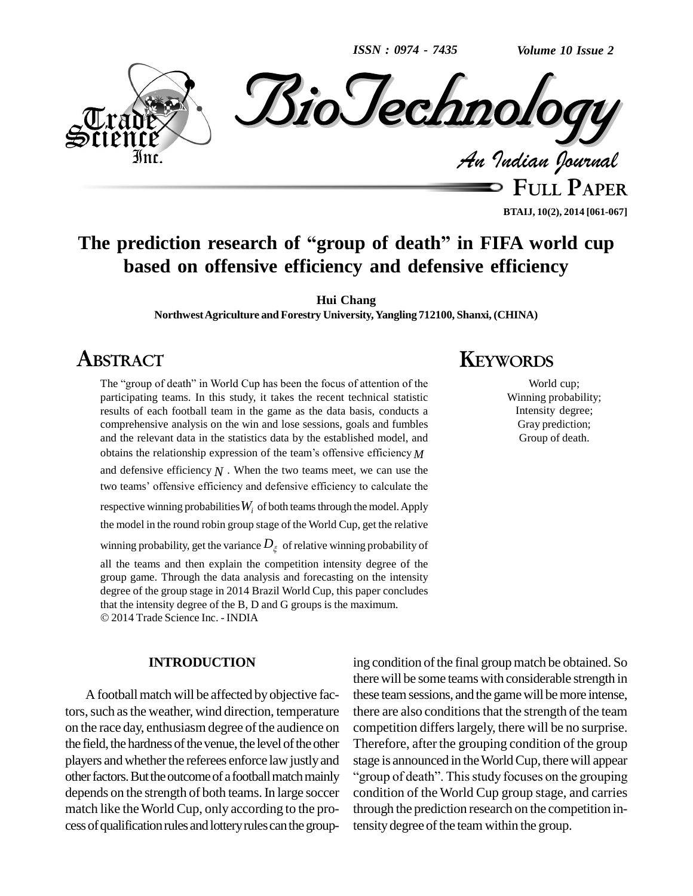# The prediction research of "group of death" in FIFA world cup based on offensive efficiency and defensive efficiency

**Hui Chang**

**Northwest Agriculture and Forestry University, Yangling 712100, Shanxi, (CHINA)**

## ABSTRACT

The "group of death" in World Cup has been the focus of attention of the participating teams. In this study, it takes the recent technical statistic results of each football team in the game as the data basis, conducts a comprehensive analysis on the win and lose sessions, goals and fumbles and the relevant data in the statistics data by the established model, and obtains the relationship expression of the team's offensive efficiency $M$ and defensive efficiency $N$. When the two teams meet, we can use the two teams' offensive efficiency and defensive efficiency to calculate the respective winning probabilities $W_i$ of both teams through the model. Apply the model in the round robin group stage of the World Cup, get the relative winning probability, get the variance $D_\xi$ of relative winning probability of all the teams and then explain the competition intensity degree of the group game. Through the data analysis and forecasting on the intensity degree of the group stage in 2014 Brazil World Cup, this paper concludes that the intensity degree of the B, D and G groups is the maximum.

© 2014 Trade Science Inc. - INDIA

## KEYWORDS

World cup;
Winning probability;
Intensity degree;
Gray prediction;
Group of death.

## INTRODUCTION

A football match will be affected by objective factors, such as the weather, wind direction, temperature on the race day, enthusiasm degree of the audience on the field, the hardness of the venue, the level of the other players and whether the referees enforce law justly and other factors. But the outcome of a football match mainly depends on the strength of both teams. In large soccer match like the World Cup, only according to the process of qualification rules and lottery rules can the grouping condition of the final group match be obtained. So there will be some teams with considerable strength in these team sessions, and the game will be more intense, there are also conditions that the strength of the team competition differs largely, there will be no surprise. Therefore, after the grouping condition of the group stage is announced in the World Cup, there will appear "group of death". This study focuses on the grouping condition of the World Cup group stage, and carries through the prediction research on the competition intensity degree of the team within the group.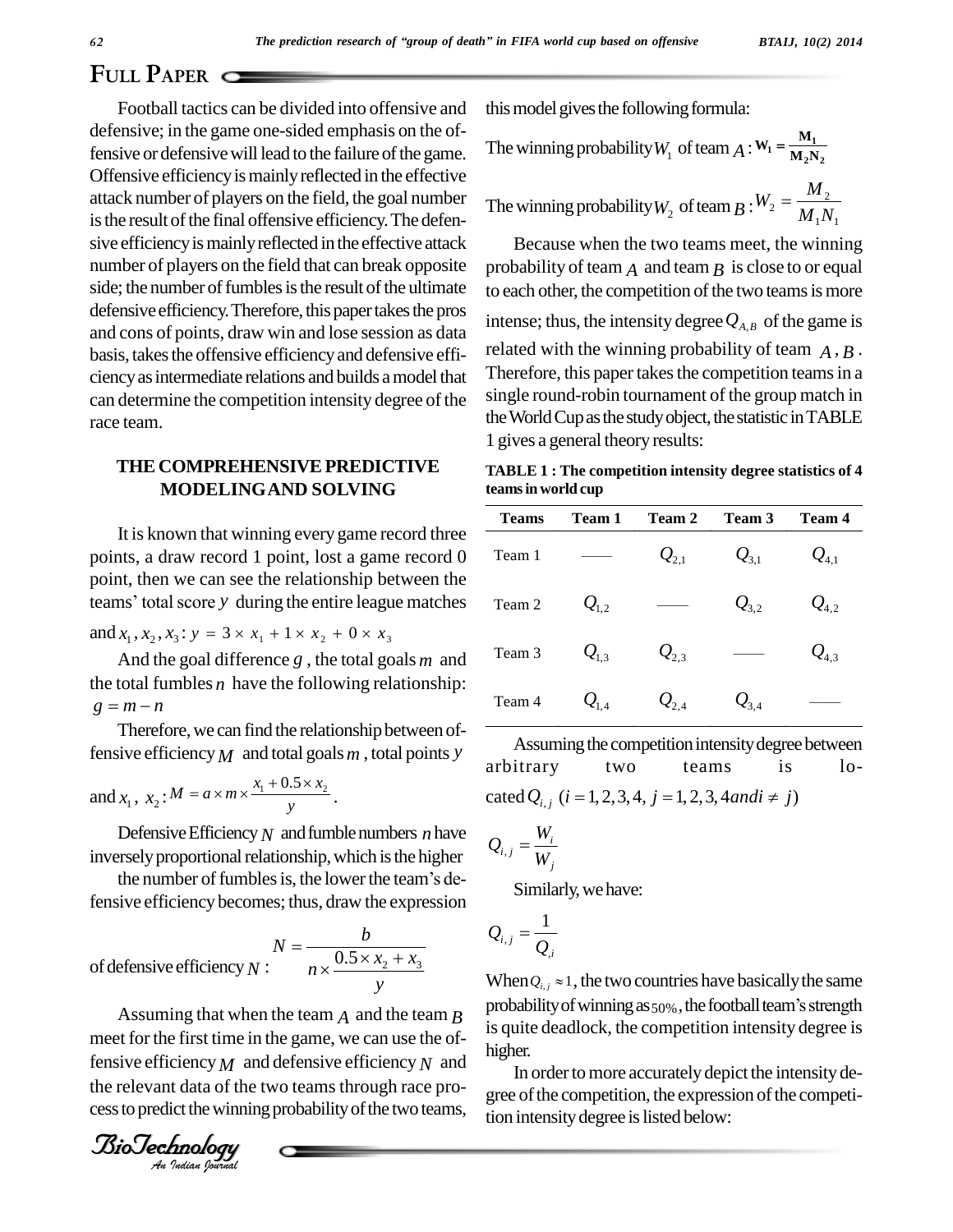## FULL PAPER

Football tactics can be divided into offensive and defensive; in the game one-sided emphasis on the offensive or defensive will lead to the failure of the game. Offensive efficiency is mainly reflected in the effective attack number of players on the field, the goal number is the result of the final offensive efficiency. The defensive efficiency is mainly reflected in the effective attack number of players on the field that can break opposite side; the number of fumbles is the result of the ultimate defensive efficiency. Therefore, this paper takes the pros and cons of points, draw win and lose session as data basis, takes the offensive efficiency and defensive efficiency as intermediate relations and builds a model that can determine the competition intensity degree of the race team.

### THE COMPREHENSIVE PREDICTIVE MODELING AND SOLVING

It is known that winning every game record three points, a draw record 1 point, lost a game record 0 point, then we can see the relationship between the teams' total score $y$ during the entire league matches and $x_1, x_2, x_3$: $y = 3 \times x_1 + 1 \times x_2 + 0 \times x_3$

And the goal difference $g$, the total goals $m$ and the total fumbles $n$ have the following relationship: $g = m - n$

Therefore, we can find the relationship between offensive efficiency $M$ and total goals $m$, total points $y$ and $x_1$, $x_2$: $M = a \times m \times \frac{x_1 + 0.5 \times x_2}{y}$.

Defensive Efficiency $N$ and fumble numbers $n$ have inversely proportional relationship, which is the higher the number of fumbles is, the lower the team's defensive efficiency becomes; thus, draw the expression

of defensive efficiency $N$: $N = \dfrac{b}{n \times \dfrac{0.5 \times x_2 + x_3}{y}}$

Assuming that when the team $A$ and the team $B$ meet for the first time in the game, we can use the offensive efficiency $M$ and defensive efficiency $N$ and the relevant data of the two teams through race process to predict the winning probability of the two teams, this model gives the following formula:

The winning probability $W_1$ of team $A$: $W_1 = \frac{M_1}{M_2 N_2}$

The winning probability $W_2$ of team $B$: $W_2 = \frac{M_2}{M_1 N_1}$

Because when the two teams meet, the winning probability of team $A$ and team $B$ is close to or equal to each other, the competition of the two teams is more intense; thus, the intensity degree $Q_{A,B}$ of the game is related with the winning probability of team $A$, $B$. Therefore, this paper takes the competition teams in a single round-robin tournament of the group match in the World Cup as the study object, the statistic in TABLE 1 gives a general theory results:

**TABLE 1 : The competition intensity degree statistics of 4 teams in world cup**

| Teams | Team 1 | Team 2 | Team 3 | Team 4 |
|---|---|---|---|---|
| Team 1 | —— | $Q_{2,1}$ | $Q_{3,1}$ | $Q_{4,1}$ |
| Team 2 | $Q_{1,2}$ | —— | $Q_{3,2}$ | $Q_{4,2}$ |
| Team 3 | $Q_{1,3}$ | $Q_{2,3}$ | —— | $Q_{4,3}$ |
| Team 4 | $Q_{1,4}$ | $Q_{2,4}$ | $Q_{3,4}$ | —— |

Assuming the competition intensity degree between arbitrary two teams is located $Q_{i,j}$ $(i = 1,2,3,4,\ j = 1,2,3,4 and i \neq j)$

$$Q_{i,j} = \frac{W_i}{W_j}$$

Similarly, we have:

$$Q_{i,j} = \frac{1}{Q_{,i}}$$

When $Q_{i,j} \approx 1$, the two countries have basically the same probability of winning as $50\%$, the football team's strength is quite deadlock, the competition intensity degree is higher.

In order to more accurately depict the intensity degree of the competition, the expression of the competition intensity degree is listed below: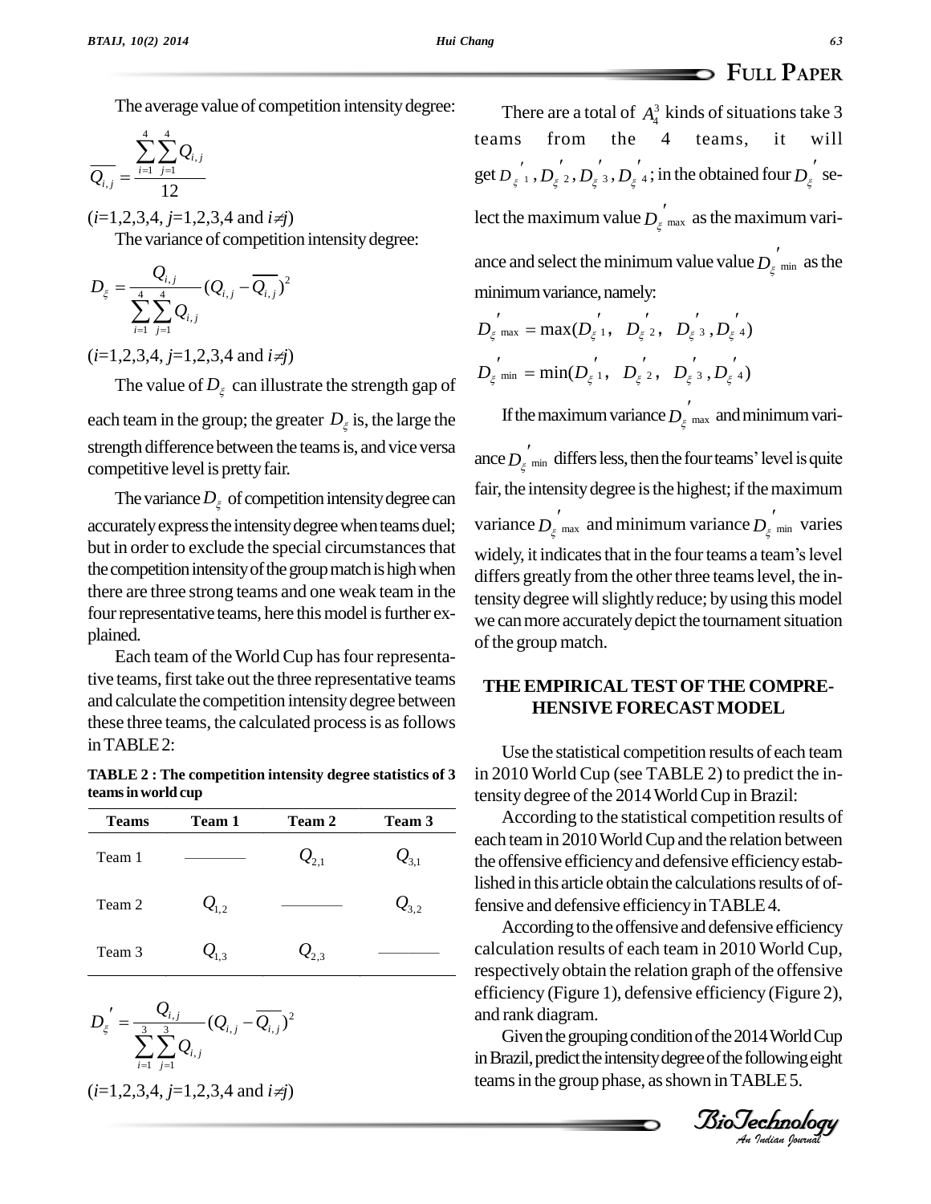The average value of competition intensity degree:

$$\overline{Q_{i,j}} = \frac{\sum_{i=1}^{4}\sum_{j=1}^{4} Q_{i,j}}{12}$$

($i$=1,2,3,4, $j$=1,2,3,4 and $i \neq j$)

The variance of competition intensity degree:

$$D_{\xi} = \frac{Q_{i,j}}{\sum_{i=1}^{4}\sum_{j=1}^{4} Q_{i,j}}(Q_{i,j} - \overline{Q_{i,j}})^2$$

($i$=1,2,3,4, $j$=1,2,3,4 and $i \neq j$)

The value of $D_{\xi}$ can illustrate the strength gap of each team in the group; the greater $D_{\xi}$ is, the large the strength difference between the teams is, and vice versa competitive level is pretty fair.

The variance $D_{\xi}$ of competition intensity degree can accurately express the intensity degree when teams duel; but in order to exclude the special circumstances that the competition intensity of the group match is high when there are three strong teams and one weak team in the four representative teams, here this model is further explained.

Each team of the World Cup has four representative teams, first take out the three representative teams and calculate the competition intensity degree between these three teams, the calculated process is as follows in TABLE 2:

**TABLE 2 : The competition intensity degree statistics of 3 teams in world cup**

| Teams | Team 1 | Team 2 | Team 3 |
|---|---|---|---|
| Team 1 | ———— | $Q_{2,1}$ | $Q_{3,1}$ |
| Team 2 | $Q_{1,2}$ | ———— | $Q_{3,2}$ |
| Team 3 | $Q_{1,3}$ | $Q_{2,3}$ | ———— |

$$D_{\xi}^{'} = \frac{Q_{i,j}}{\sum_{i=1}^{3}\sum_{j=1}^{3} Q_{i,j}}(Q_{i,j} - \overline{Q_{i,j}})^2$$

($i$=1,2,3,4, $j$=1,2,3,4 and $i \neq j$)

There are a total of $A_4^3$ kinds of situations take 3 teams from the 4 teams, it will get $D_{\xi}^{'}{}_1, D_{\xi}^{'}{}_2, D_{\xi}^{'}{}_3, D_{\xi}^{'}{}_4$; in the obtained four $D_{\xi}^{'}$ select the maximum value $D_{\xi}^{'}{}_{\max}$ as the maximum variance and select the minimum value value $D_{\xi}^{'}{}_{\min}$ as the minimum variance, namely:

$$D_{\xi}^{'}{}_{\max} = \max(D_{\xi}^{'}{}_1,\ D_{\xi}^{'}{}_2,\ D_{\xi}^{'}{}_3, D_{\xi}^{'}{}_4)$$

$$D_{\xi}^{'}{}_{\min} = \min(D_{\xi}^{'}{}_1,\ D_{\xi}^{'}{}_2,\ D_{\xi}^{'}{}_3, D_{\xi}^{'}{}_4)$$

If the maximum variance $D_{\xi}^{'}{}_{\max}$ and minimum variance $D_{\xi}^{'}{}_{\min}$ differs less, then the four teams' level is quite fair, the intensity degree is the highest; if the maximum variance $D_{\xi}^{'}{}_{\max}$ and minimum variance $D_{\xi}^{'}{}_{\min}$ varies widely, it indicates that in the four teams a team's level differs greatly from the other three teams level, the intensity degree will slightly reduce; by using this model we can more accurately depict the tournament situation of the group match.

## THE EMPIRICAL TEST OF THE COMPREHENSIVE FORECAST MODEL

Use the statistical competition results of each team in 2010 World Cup (see TABLE 2) to predict the intensity degree of the 2014 World Cup in Brazil:

According to the statistical competition results of each team in 2010 World Cup and the relation between the offensive efficiency and defensive efficiency established in this article obtain the calculations results of offensive and defensive efficiency in TABLE 4.

According to the offensive and defensive efficiency calculation results of each team in 2010 World Cup, respectively obtain the relation graph of the offensive efficiency (Figure 1), defensive efficiency (Figure 2), and rank diagram.

Given the grouping condition of the 2014 World Cup in Brazil, predict the intensity degree of the following eight teams in the group phase, as shown in TABLE 5.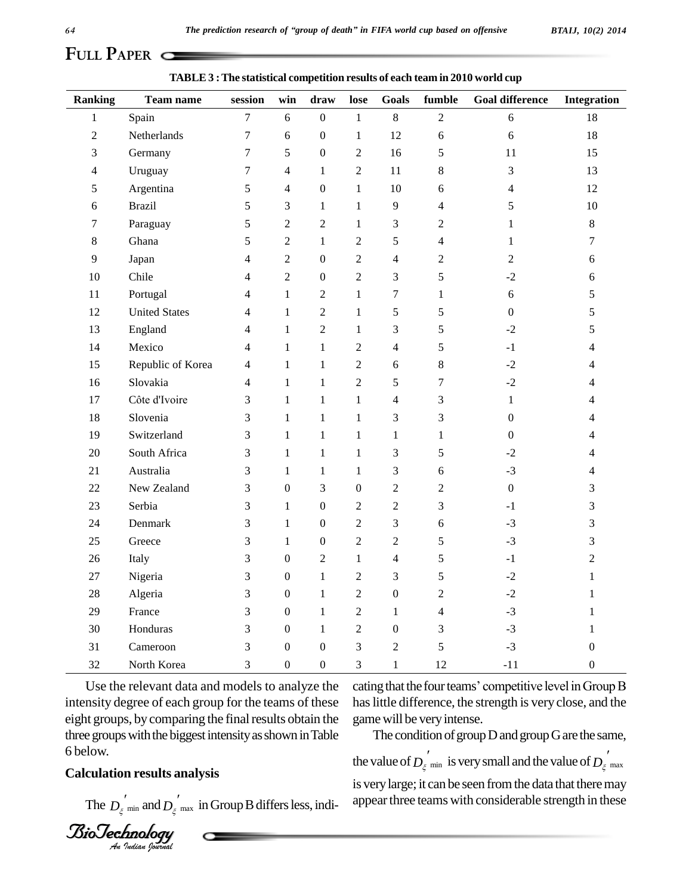## FULL PAPER

**TABLE 3 : The statistical competition results of each team in 2010 world cup**

| Ranking | Team name | session | win | draw | lose | Goals | fumble | Goal difference | Integration |
|---|---|---|---|---|---|---|---|---|---|
| 1 | Spain | 7 | 6 | 0 | 1 | 8 | 2 | 6 | 18 |
| 2 | Netherlands | 7 | 6 | 0 | 1 | 12 | 6 | 6 | 18 |
| 3 | Germany | 7 | 5 | 0 | 2 | 16 | 5 | 11 | 15 |
| 4 | Uruguay | 7 | 4 | 1 | 2 | 11 | 8 | 3 | 13 |
| 5 | Argentina | 5 | 4 | 0 | 1 | 10 | 6 | 4 | 12 |
| 6 | Brazil | 5 | 3 | 1 | 1 | 9 | 4 | 5 | 10 |
| 7 | Paraguay | 5 | 2 | 2 | 1 | 3 | 2 | 1 | 8 |
| 8 | Ghana | 5 | 2 | 1 | 2 | 5 | 4 | 1 | 7 |
| 9 | Japan | 4 | 2 | 0 | 2 | 4 | 2 | 2 | 6 |
| 10 | Chile | 4 | 2 | 0 | 2 | 3 | 5 | -2 | 6 |
| 11 | Portugal | 4 | 1 | 2 | 1 | 7 | 1 | 6 | 5 |
| 12 | United States | 4 | 1 | 2 | 1 | 5 | 5 | 0 | 5 |
| 13 | England | 4 | 1 | 2 | 1 | 3 | 5 | -2 | 5 |
| 14 | Mexico | 4 | 1 | 1 | 2 | 4 | 5 | -1 | 4 |
| 15 | Republic of Korea | 4 | 1 | 1 | 2 | 6 | 8 | -2 | 4 |
| 16 | Slovakia | 4 | 1 | 1 | 2 | 5 | 7 | -2 | 4 |
| 17 | Côte d'Ivoire | 3 | 1 | 1 | 1 | 4 | 3 | 1 | 4 |
| 18 | Slovenia | 3 | 1 | 1 | 1 | 3 | 3 | 0 | 4 |
| 19 | Switzerland | 3 | 1 | 1 | 1 | 1 | 1 | 0 | 4 |
| 20 | South Africa | 3 | 1 | 1 | 1 | 3 | 5 | -2 | 4 |
| 21 | Australia | 3 | 1 | 1 | 1 | 3 | 6 | -3 | 4 |
| 22 | New Zealand | 3 | 0 | 3 | 0 | 2 | 2 | 0 | 3 |
| 23 | Serbia | 3 | 1 | 0 | 2 | 2 | 3 | -1 | 3 |
| 24 | Denmark | 3 | 1 | 0 | 2 | 3 | 6 | -3 | 3 |
| 25 | Greece | 3 | 1 | 0 | 2 | 2 | 5 | -3 | 3 |
| 26 | Italy | 3 | 0 | 2 | 1 | 4 | 5 | -1 | 2 |
| 27 | Nigeria | 3 | 0 | 1 | 2 | 3 | 5 | -2 | 1 |
| 28 | Algeria | 3 | 0 | 1 | 2 | 0 | 2 | -2 | 1 |
| 29 | France | 3 | 0 | 1 | 2 | 1 | 4 | -3 | 1 |
| 30 | Honduras | 3 | 0 | 1 | 2 | 0 | 3 | -3 | 1 |
| 31 | Cameroon | 3 | 0 | 0 | 3 | 2 | 5 | -3 | 0 |
| 32 | North Korea | 3 | 0 | 0 | 3 | 1 | 12 | -11 | 0 |

Use the relevant data and models to analyze the intensity degree of each group for the teams of these eight groups, by comparing the final results obtain the three groups with the biggest intensity as shown in Table 6 below.

### Calculation results analysis

The $D'_{\xi\,\min}$ and $D'_{\xi\,\max}$ in Group B differs less, indicating that the four teams' competitive level in Group B has little difference, the strength is very close, and the game will be very intense.

The condition of group D and group G are the same, the value of $D'_{\xi\,\min}$ is very small and the value of $D'_{\xi\,\max}$ is very large; it can be seen from the data that there may appear three teams with considerable strength in these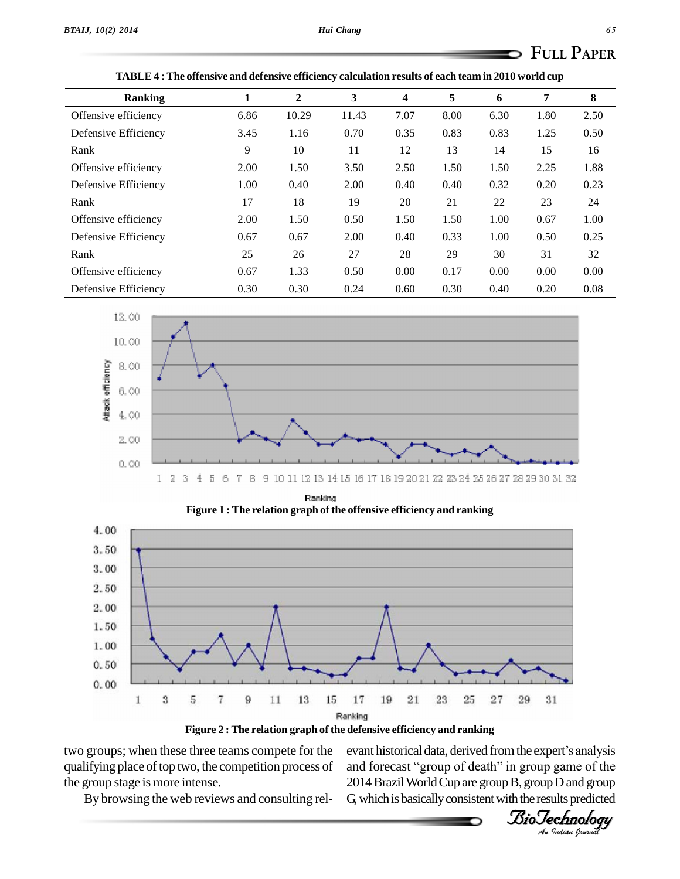TABLE 4 : The offensive and defensive efficiency calculation results of each team in 2010 world cup

| Ranking | 1 | 2 | 3 | 4 | 5 | 6 | 7 | 8 |
|---|---|---|---|---|---|---|---|---|
| Offensive efficiency | 6.86 | 10.29 | 11.43 | 7.07 | 8.00 | 6.30 | 1.80 | 2.50 |
| Defensive Efficiency | 3.45 | 1.16 | 0.70 | 0.35 | 0.83 | 0.83 | 1.25 | 0.50 |
| Rank | 9 | 10 | 11 | 12 | 13 | 14 | 15 | 16 |
| Offensive efficiency | 2.00 | 1.50 | 3.50 | 2.50 | 1.50 | 1.50 | 2.25 | 1.88 |
| Defensive Efficiency | 1.00 | 0.40 | 2.00 | 0.40 | 0.40 | 0.32 | 0.20 | 0.23 |
| Rank | 17 | 18 | 19 | 20 | 21 | 22 | 23 | 24 |
| Offensive efficiency | 2.00 | 1.50 | 0.50 | 1.50 | 1.50 | 1.00 | 0.67 | 1.00 |
| Defensive Efficiency | 0.67 | 0.67 | 2.00 | 0.40 | 0.33 | 1.00 | 0.50 | 0.25 |
| Rank | 25 | 26 | 27 | 28 | 29 | 30 | 31 | 32 |
| Offensive efficiency | 0.67 | 1.33 | 0.50 | 0.00 | 0.17 | 0.00 | 0.00 | 0.00 |
| Defensive Efficiency | 0.30 | 0.30 | 0.24 | 0.60 | 0.30 | 0.40 | 0.20 | 0.08 |

Figure 1 : The relation graph of the offensive efficiency and ranking

Figure 2 : The relation graph of the defensive efficiency and ranking

two groups; when these three teams compete for the qualifying place of top two, the competition process of the group stage is more intense.

By browsing the web reviews and consulting relevant historical data, derived from the expert's analysis and forecast "group of death" in group game of the 2014 Brazil World Cup are group B, group D and group G, which is basically consistent with the results predicted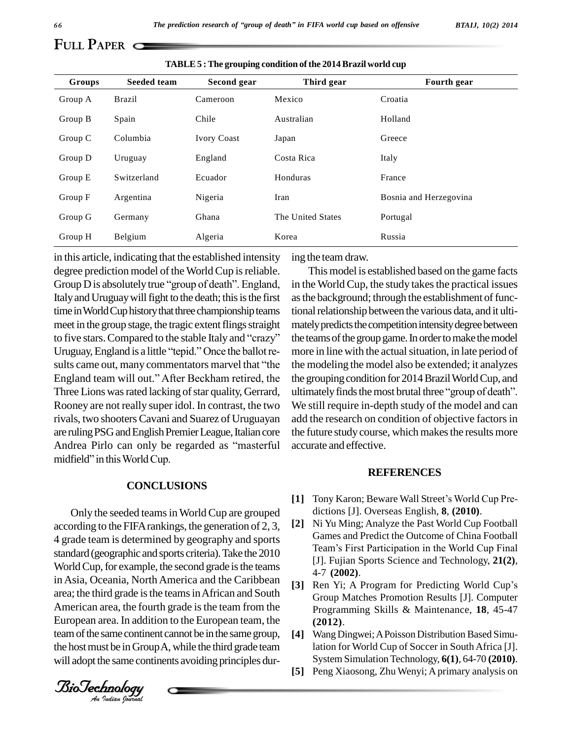TABLE 5 : The grouping condition of the 2014 Brazil world cup

| Groups | Seeded team | Second gear | Third gear | Fourth gear |
|---|---|---|---|---|
| Group A | Brazil | Cameroon | Mexico | Croatia |
| Group B | Spain | Chile | Australian | Holland |
| Group C | Columbia | Ivory Coast | Japan | Greece |
| Group D | Uruguay | England | Costa Rica | Italy |
| Group E | Switzerland | Ecuador | Honduras | France |
| Group F | Argentina | Nigeria | Iran | Bosnia and Herzegovina |
| Group G | Germany | Ghana | The United States | Portugal |
| Group H | Belgium | Algeria | Korea | Russia |

in this article, indicating that the established intensity degree prediction model of the World Cup is reliable. Group D is absolutely true "group of death". England, Italy and Uruguay will fight to the death; this is the first time in World Cup history that three championship teams meet in the group stage, the tragic extent flings straight to five stars. Compared to the stable Italy and "crazy" Uruguay, England is a little "tepid." Once the ballot results came out, many commentators marvel that "the England team will out." After Beckham retired, the Three Lions was rated lacking of star quality, Gerrard, Rooney are not really super idol. In contrast, the two rivals, two shooters Cavani and Suarez of Uruguayan are ruling PSG and English Premier League, Italian core Andrea Pirlo can only be regarded as "masterful midfield" in this World Cup.

## CONCLUSIONS

Only the seeded teams in World Cup are grouped according to the FIFA rankings, the generation of 2, 3, 4 grade team is determined by geography and sports standard (geographic and sports criteria). Take the 2010 World Cup, for example, the second grade is the teams in Asia, Oceania, North America and the Caribbean area; the third grade is the teams in African and South American area, the fourth grade is the team from the European area. In addition to the European team, the team of the same continent cannot be in the same group, the host must be in Group A, while the third grade team will adopt the same continents avoiding principles during the team draw.

This model is established based on the game facts in the World Cup, the study takes the practical issues as the background; through the establishment of functional relationship between the various data, and it ultimately predicts the competition intensity degree between the teams of the group game. In order to make the model more in line with the actual situation, in late period of the modeling the model also be extended; it analyzes the grouping condition for 2014 Brazil World Cup, and ultimately finds the most brutal three "group of death". We still require in-depth study of the model and can add the research on condition of objective factors in the future study course, which makes the results more accurate and effective.

## REFERENCES

**[1]** Tony Karon; Beware Wall Street's World Cup Predictions [J]. Overseas English, **8**, **(2010)**.

**[2]** Ni Yu Ming; Analyze the Past World Cup Football Games and Predict the Outcome of China Football Team's First Participation in the World Cup Final [J]. Fujian Sports Science and Technology, **21(2)**, 4-7 **(2002)**.

**[3]** Ren Yi; A Program for Predicting World Cup's Group Matches Promotion Results [J]. Computer Programming Skills & Maintenance, **18**, 45-47 **(2012)**.

**[4]** Wang Dingwei; A Poisson Distribution Based Simulation for World Cup of Soccer in South Africa [J]. System Simulation Technology, **6(1)**, 64-70 **(2010)**.

**[5]** Peng Xiaosong, Zhu Wenyi; A primary analysis on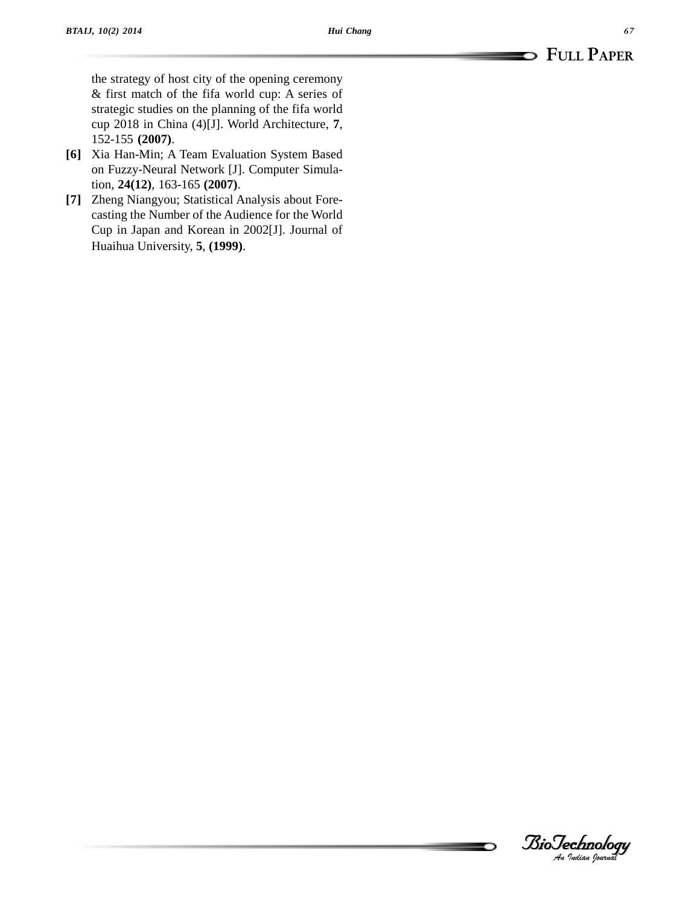the strategy of host city of the opening ceremony & first match of the fifa world cup: A series of strategic studies on the planning of the fifa world cup 2018 in China (4)[J]. World Architecture, **7**, 152-155 **(2007)**.

**[6]** Xia Han-Min; A Team Evaluation System Based on Fuzzy-Neural Network [J]. Computer Simulation, **24(12)**, 163-165 **(2007)**.

**[7]** Zheng Niangyou; Statistical Analysis about Forecasting the Number of the Audience for the World Cup in Japan and Korean in 2002[J]. Journal of Huaihua University, **5**, **(1999)**.